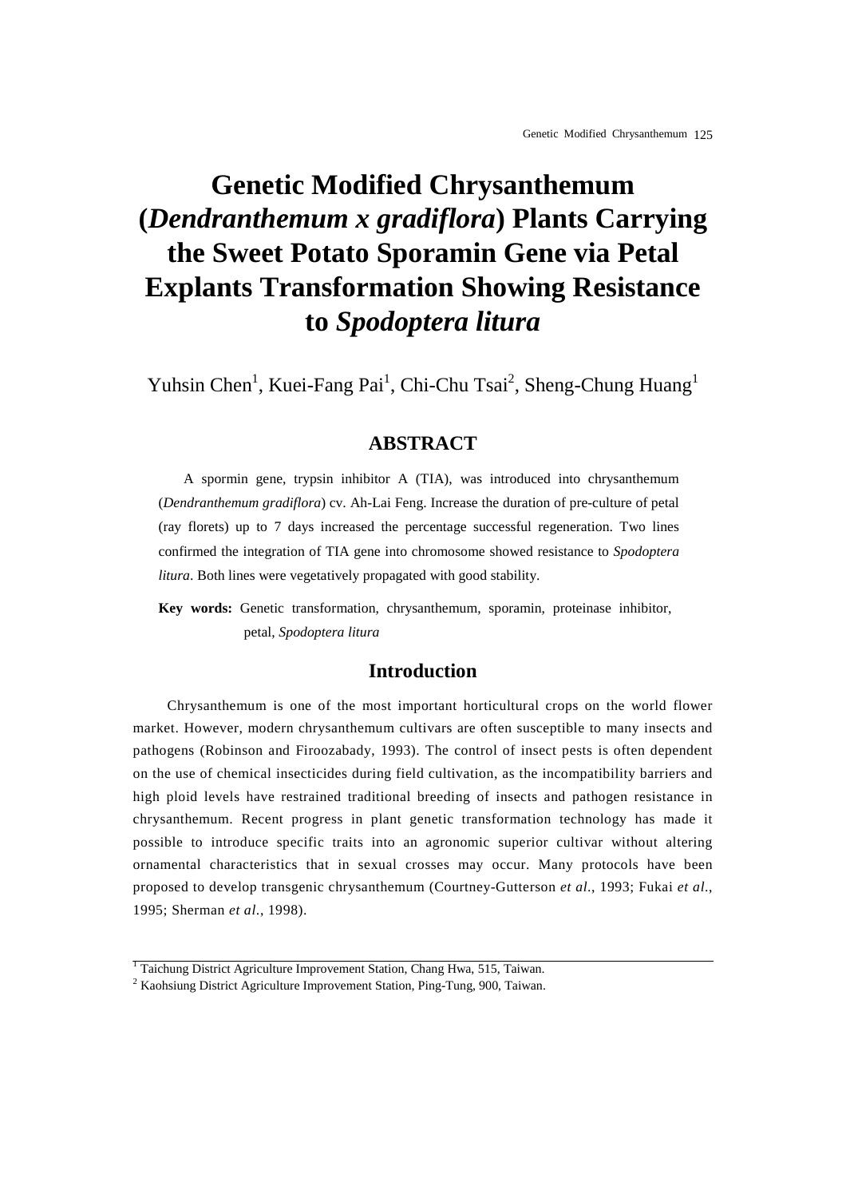# Genetic Modified Chrysanthemum (*Dendranthemum x gradiflora*) Plants Carrying the Sweet Potato Sporamin Gene via Petal Explants Transformation Showing Resistance to *Spodoptera litura*

Yuhsin Chen[1], Kuei-Fang Pai[1], Chi-Chu Tsai[2], Sheng-Chung Huang[1]

## ABSTRACT

A spormin gene, trypsin inhibitor A (TIA), was introduced into chrysanthemum (*Dendranthemum gradiflora*) cv. Ah-Lai Feng. Increase the duration of pre-culture of petal (ray florets) up to 7 days increased the percentage successful regeneration. Two lines confirmed the integration of TIA gene into chromosome showed resistance to *Spodoptera litura*. Both lines were vegetatively propagated with good stability.

**Key words:** Genetic transformation, chrysanthemum, sporamin, proteinase inhibitor, petal, *Spodoptera litura*

## Introduction

Chrysanthemum is one of the most important horticultural crops on the world flower market. However, modern chrysanthemum cultivars are often susceptible to many insects and pathogens (Robinson and Firoozabady, 1993). The control of insect pests is often dependent on the use of chemical insecticides during field cultivation, as the incompatibility barriers and high ploid levels have restrained traditional breeding of insects and pathogen resistance in chrysanthemum. Recent progress in plant genetic transformation technology has made it possible to introduce specific traits into an agronomic superior cultivar without altering ornamental characteristics that in sexual crosses may occur. Many protocols have been proposed to develop transgenic chrysanthemum (Courtney-Gutterson *et al.*, 1993; Fukai *et al.*, 1995; Sherman *et al.*, 1998).

---

[1] Taichung District Agriculture Improvement Station, Chang Hwa, 515, Taiwan.
[2] Kaohsiung District Agriculture Improvement Station, Ping-Tung, 900, Taiwan.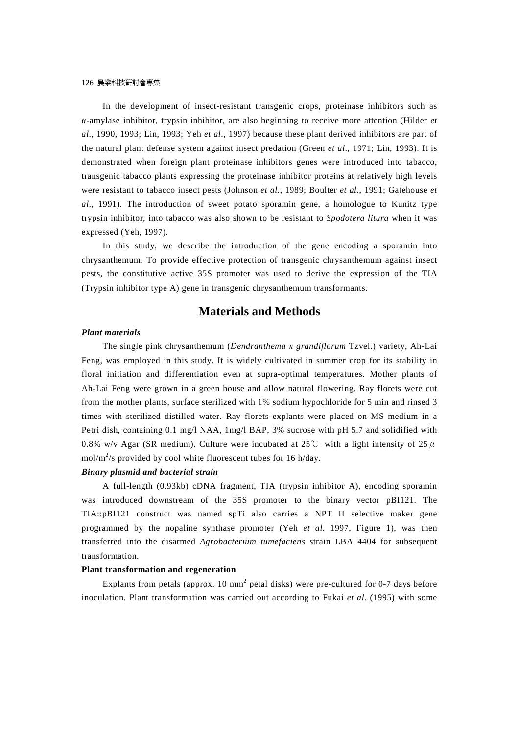In the development of insect-resistant transgenic crops, proteinase inhibitors such as α-amylase inhibitor, trypsin inhibitor, are also beginning to receive more attention (Hilder *et al*., 1990, 1993; Lin, 1993; Yeh *et al*., 1997) because these plant derived inhibitors are part of the natural plant defense system against insect predation (Green *et al*., 1971; Lin, 1993). It is demonstrated when foreign plant proteinase inhibitors genes were introduced into tabacco, transgenic tabacco plants expressing the proteinase inhibitor proteins at relatively high levels were resistant to tabacco insect pests (Johnson *et al*., 1989; Boulter *et al*., 1991; Gatehouse *et al*., 1991). The introduction of sweet potato sporamin gene, a homologue to Kunitz type trypsin inhibitor, into tabacco was also shown to be resistant to *Spodotera litura* when it was expressed (Yeh, 1997).

In this study, we describe the introduction of the gene encoding a sporamin into chrysanthemum. To provide effective protection of transgenic chrysanthemum against insect pests, the constitutive active 35S promoter was used to derive the expression of the TIA (Trypsin inhibitor type A) gene in transgenic chrysanthemum transformants.

## Materials and Methods

### *Plant materials*

The single pink chrysanthemum (*Dendranthema x grandiflorum* Tzvel.) variety, Ah-Lai Feng, was employed in this study. It is widely cultivated in summer crop for its stability in floral initiation and differentiation even at supra-optimal temperatures. Mother plants of Ah-Lai Feng were grown in a green house and allow natural flowering. Ray florets were cut from the mother plants, surface sterilized with 1% sodium hypochloride for 5 min and rinsed 3 times with sterilized distilled water. Ray florets explants were placed on MS medium in a Petri dish, containing 0.1 mg/l NAA, 1mg/l BAP, 3% sucrose with pH 5.7 and solidified with 0.8% w/v Agar (SR medium). Culture were incubated at 25℃ with a light intensity of 25 $\mu$ mol/$m^2$/s provided by cool white fluorescent tubes for 16 h/day.

### *Binary plasmid and bacterial strain*

A full-length (0.93kb) cDNA fragment, TIA (trypsin inhibitor A), encoding sporamin was introduced downstream of the 35S promoter to the binary vector pBI121. The TIA::pBI121 construct was named spTi also carries a NPT II selective maker gene programmed by the nopaline synthase promoter (Yeh *et al*. 1997, Figure 1), was then transferred into the disarmed *Agrobacterium tumefaciens* strain LBA 4404 for subsequent transformation.

### **Plant transformation and regeneration**

Explants from petals (approx. 10 $mm^2$ petal disks) were pre-cultured for 0-7 days before inoculation. Plant transformation was carried out according to Fukai *et al*. (1995) with some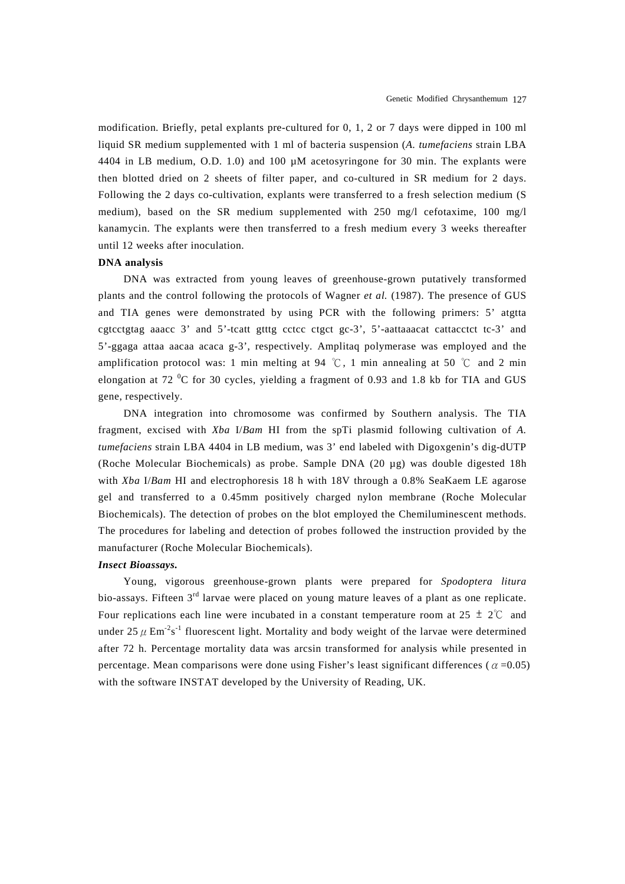modification. Briefly, petal explants pre-cultured for 0, 1, 2 or 7 days were dipped in 100 ml liquid SR medium supplemented with 1 ml of bacteria suspension (*A. tumefaciens* strain LBA 4404 in LB medium, O.D. 1.0) and 100 µM acetosyringone for 30 min. The explants were then blotted dried on 2 sheets of filter paper, and co-cultured in SR medium for 2 days. Following the 2 days co-cultivation, explants were transferred to a fresh selection medium (S medium), based on the SR medium supplemented with 250 mg/l cefotaxime, 100 mg/l kanamycin. The explants were then transferred to a fresh medium every 3 weeks thereafter until 12 weeks after inoculation.

**DNA analysis**

DNA was extracted from young leaves of greenhouse-grown putatively transformed plants and the control following the protocols of Wagner *et al.* (1987). The presence of GUS and TIA genes were demonstrated by using PCR with the following primers: 5' atgtta cgtcctgtag aaacc 3' and 5'-tcatt gtttg cctcc ctgct gc-3', 5'-aattaaacat cattacctct tc-3' and 5'-ggaga attaa aacaa acaca g-3', respectively. Amplitaq polymerase was employed and the amplification protocol was: 1 min melting at 94 ℃, 1 min annealing at 50 ℃ and 2 min elongation at 72 $^{0}$C for 30 cycles, yielding a fragment of 0.93 and 1.8 kb for TIA and GUS gene, respectively.

DNA integration into chromosome was confirmed by Southern analysis. The TIA fragment, excised with *Xba* I/*Bam* HI from the spTi plasmid following cultivation of *A. tumefaciens* strain LBA 4404 in LB medium, was 3' end labeled with Digoxgenin's dig-dUTP (Roche Molecular Biochemicals) as probe. Sample DNA (20 µg) was double digested 18h with *Xba* I/*Bam* HI and electrophoresis 18 h with 18V through a 0.8% SeaKaem LE agarose gel and transferred to a 0.45mm positively charged nylon membrane (Roche Molecular Biochemicals). The detection of probes on the blot employed the Chemiluminescent methods. The procedures for labeling and detection of probes followed the instruction provided by the manufacturer (Roche Molecular Biochemicals).

***Insect Bioassays.***

Young, vigorous greenhouse-grown plants were prepared for *Spodoptera litura* bio-assays. Fifteen 3$^{rd}$ larvae were placed on young mature leaves of a plant as one replicate. Four replications each line were incubated in a constant temperature room at 25 ± 2℃ and under 25 $\mu$ Em$^{-2}$s$^{-1}$ fluorescent light. Mortality and body weight of the larvae were determined after 72 h. Percentage mortality data was arcsin transformed for analysis while presented in percentage. Mean comparisons were done using Fisher's least significant differences ($\alpha$ =0.05) with the software INSTAT developed by the University of Reading, UK.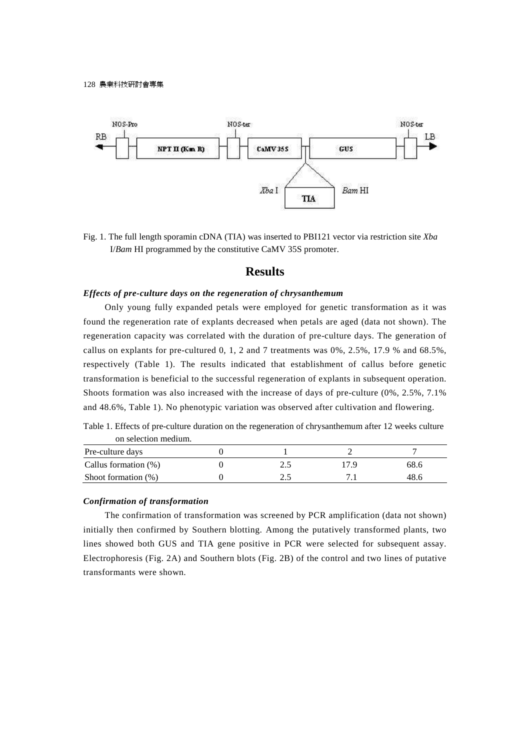Fig. 1. The full length sporamin cDNA (TIA) was inserted to PBI121 vector via restriction site *Xba* I/*Bam* HI programmed by the constitutive CaMV 35S promoter.

## Results

### *Effects of pre-culture days on the regeneration of chrysanthemum*

Only young fully expanded petals were employed for genetic transformation as it was found the regeneration rate of explants decreased when petals are aged (data not shown). The regeneration capacity was correlated with the duration of pre-culture days. The generation of callus on explants for pre-cultured 0, 1, 2 and 7 treatments was 0%, 2.5%, 17.9 % and 68.5%, respectively (Table 1). The results indicated that establishment of callus before genetic transformation is beneficial to the successful regeneration of explants in subsequent operation. Shoots formation was also increased with the increase of days of pre-culture (0%, 2.5%, 7.1% and 48.6%, Table 1). No phenotypic variation was observed after cultivation and flowering.

Table 1. Effects of pre-culture duration on the regeneration of chrysanthemum after 12 weeks culture on selection medium.

| Pre-culture days | 0 | 1 | 2 | 7 |
|---|---|---|---|---|
| Callus formation (%) | 0 | 2.5 | 17.9 | 68.6 |
| Shoot formation (%) | 0 | 2.5 | 7.1 | 48.6 |

### *Confirmation of transformation*

The confirmation of transformation was screened by PCR amplification (data not shown) initially then confirmed by Southern blotting. Among the putatively transformed plants, two lines showed both GUS and TIA gene positive in PCR were selected for subsequent assay. Electrophoresis (Fig. 2A) and Southern blots (Fig. 2B) of the control and two lines of putative transformants were shown.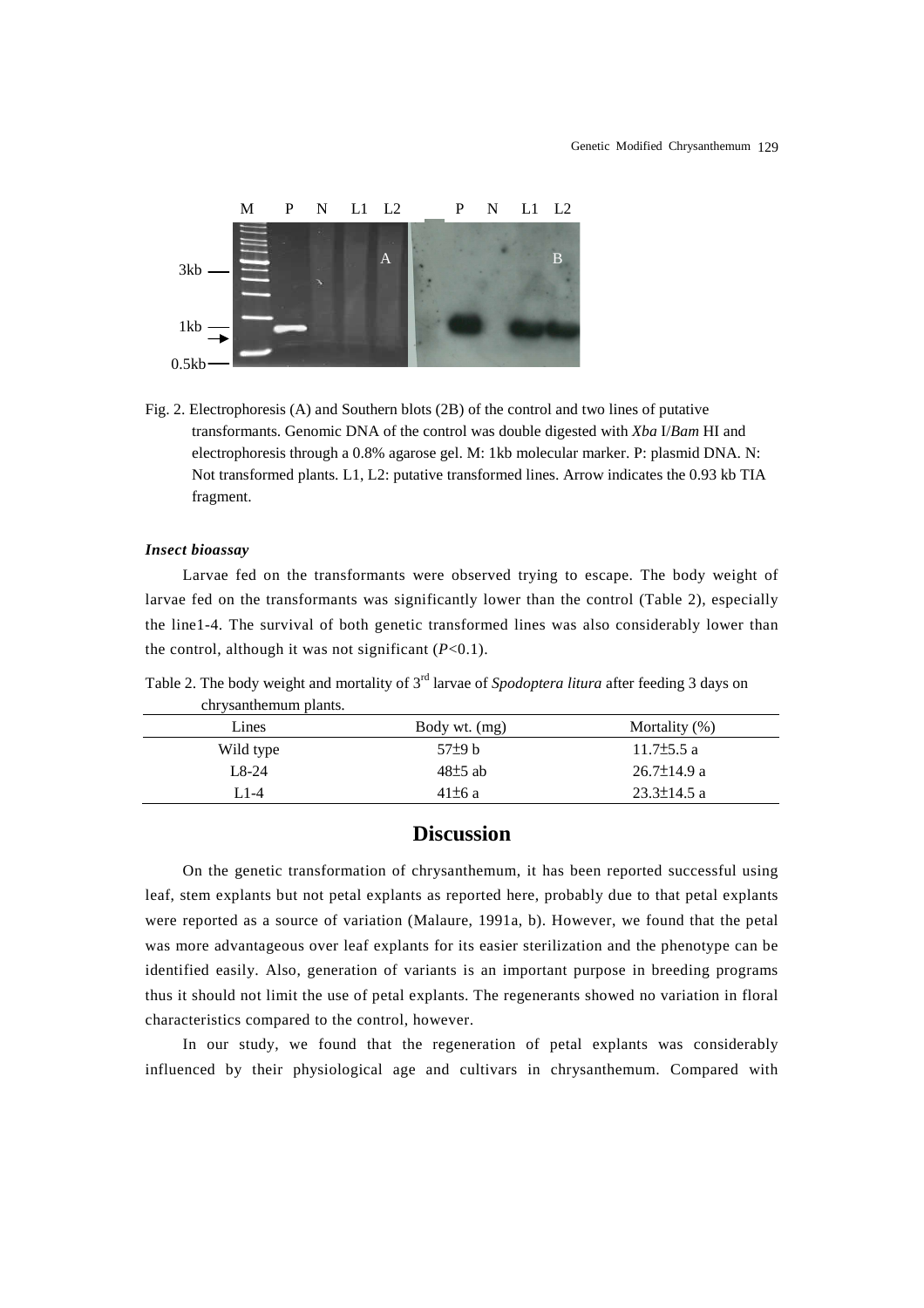Fig. 2. Electrophoresis (A) and Southern blots (2B) of the control and two lines of putative transformants. Genomic DNA of the control was double digested with *Xba* I/*Bam* HI and electrophoresis through a 0.8% agarose gel. M: 1kb molecular marker. P: plasmid DNA. N: Not transformed plants. L1, L2: putative transformed lines. Arrow indicates the 0.93 kb TIA fragment.

### *Insect bioassay*

Larvae fed on the transformants were observed trying to escape. The body weight of larvae fed on the transformants was significantly lower than the control (Table 2), especially the line1-4. The survival of both genetic transformed lines was also considerably lower than the control, although it was not significant ($P<0.1$).

Table 2. The body weight and mortality of 3rd larvae of *Spodoptera litura* after feeding 3 days on chrysanthemum plants.

| Lines | Body wt. (mg) | Mortality (%) |
|---|---|---|
| Wild type | 57±9 b | 11.7±5.5 a |
| L8-24 | 48±5 ab | 26.7±14.9 a |
| L1-4 | 41±6 a | 23.3±14.5 a |

## Discussion

On the genetic transformation of chrysanthemum, it has been reported successful using leaf, stem explants but not petal explants as reported here, probably due to that petal explants were reported as a source of variation (Malaure, 1991a, b). However, we found that the petal was more advantageous over leaf explants for its easier sterilization and the phenotype can be identified easily. Also, generation of variants is an important purpose in breeding programs thus it should not limit the use of petal explants. The regenerants showed no variation in floral characteristics compared to the control, however.

In our study, we found that the regeneration of petal explants was considerably influenced by their physiological age and cultivars in chrysanthemum. Compared with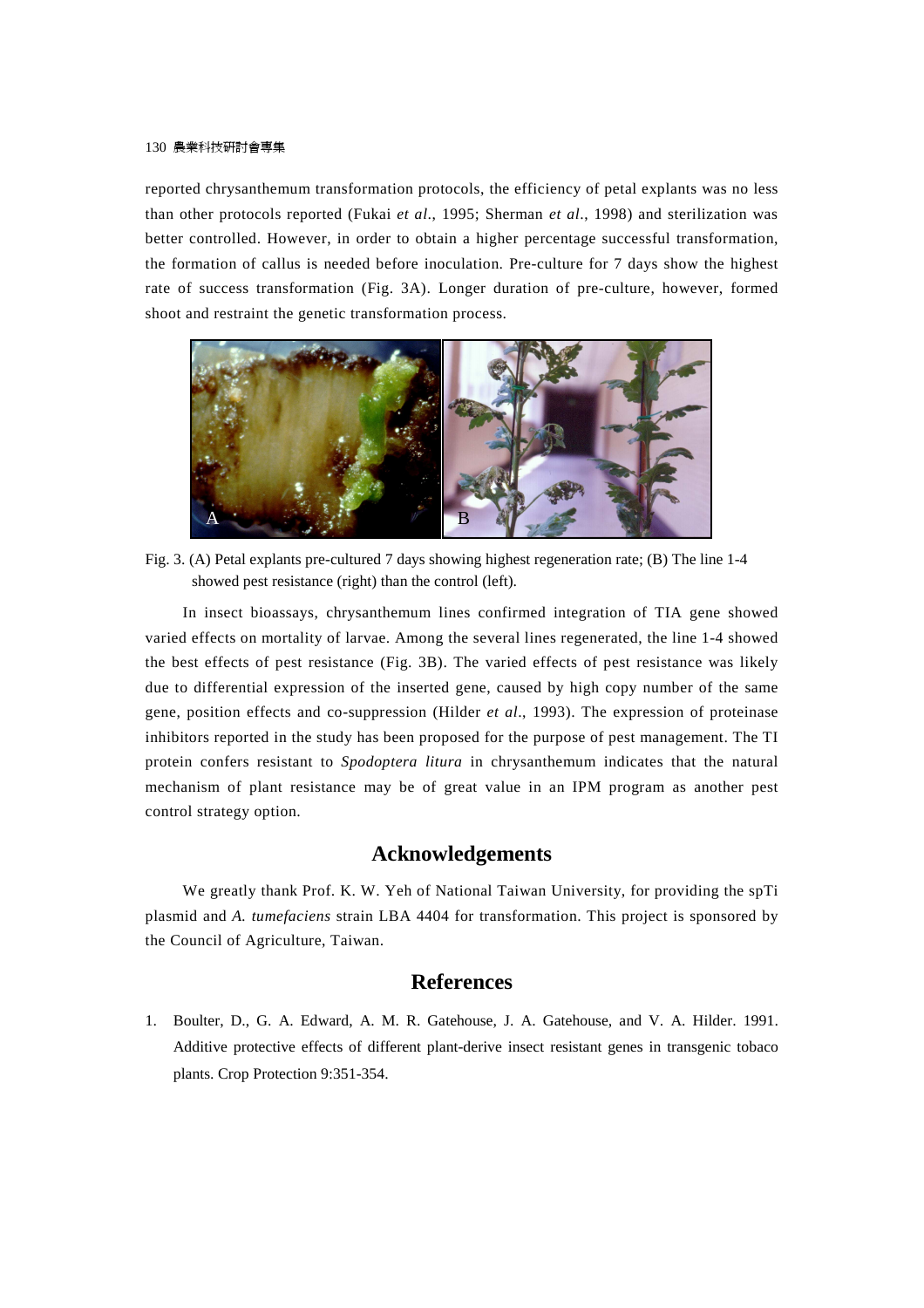reported chrysanthemum transformation protocols, the efficiency of petal explants was no less than other protocols reported (Fukai *et al*., 1995; Sherman *et al*., 1998) and sterilization was better controlled. However, in order to obtain a higher percentage successful transformation, the formation of callus is needed before inoculation. Pre-culture for 7 days show the highest rate of success transformation (Fig. 3A). Longer duration of pre-culture, however, formed shoot and restraint the genetic transformation process.

Fig. 3. (A) Petal explants pre-cultured 7 days showing highest regeneration rate; (B) The line 1-4 showed pest resistance (right) than the control (left).

In insect bioassays, chrysanthemum lines confirmed integration of TIA gene showed varied effects on mortality of larvae. Among the several lines regenerated, the line 1-4 showed the best effects of pest resistance (Fig. 3B). The varied effects of pest resistance was likely due to differential expression of the inserted gene, caused by high copy number of the same gene, position effects and co-suppression (Hilder *et al*., 1993). The expression of proteinase inhibitors reported in the study has been proposed for the purpose of pest management. The TI protein confers resistant to *Spodoptera litura* in chrysanthemum indicates that the natural mechanism of plant resistance may be of great value in an IPM program as another pest control strategy option.

## Acknowledgements

We greatly thank Prof. K. W. Yeh of National Taiwan University, for providing the spTi plasmid and *A. tumefaciens* strain LBA 4404 for transformation. This project is sponsored by the Council of Agriculture, Taiwan.

## References

1. Boulter, D., G. A. Edward, A. M. R. Gatehouse, J. A. Gatehouse, and V. A. Hilder. 1991. Additive protective effects of different plant-derive insect resistant genes in transgenic tobaco plants. Crop Protection 9:351-354.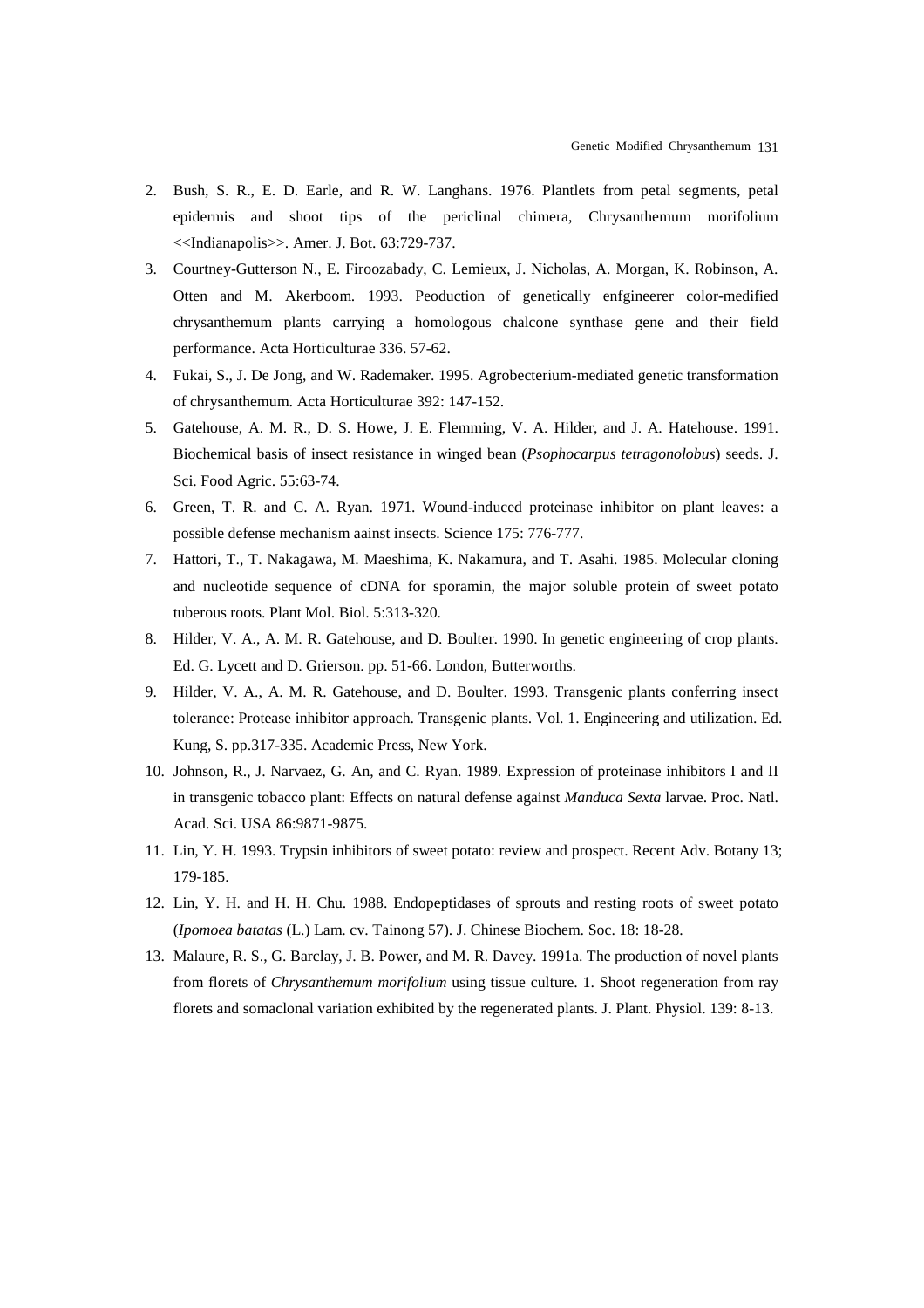2. Bush, S. R., E. D. Earle, and R. W. Langhans. 1976. Plantlets from petal segments, petal epidermis and shoot tips of the periclinal chimera, Chrysanthemum morifolium <<Indianapolis>>. Amer. J. Bot. 63:729-737.
3. Courtney-Gutterson N., E. Firoozabady, C. Lemieux, J. Nicholas, A. Morgan, K. Robinson, A. Otten and M. Akerboom. 1993. Peoduction of genetically enfgineerer color-medified chrysanthemum plants carrying a homologous chalcone synthase gene and their field performance. Acta Horticulturae 336. 57-62.
4. Fukai, S., J. De Jong, and W. Rademaker. 1995. Agrobecterium-mediated genetic transformation of chrysanthemum. Acta Horticulturae 392: 147-152.
5. Gatehouse, A. M. R., D. S. Howe, J. E. Flemming, V. A. Hilder, and J. A. Hatehouse. 1991. Biochemical basis of insect resistance in winged bean (*Psophocarpus tetragonolobus*) seeds. J. Sci. Food Agric. 55:63-74.
6. Green, T. R. and C. A. Ryan. 1971. Wound-induced proteinase inhibitor on plant leaves: a possible defense mechanism aainst insects. Science 175: 776-777.
7. Hattori, T., T. Nakagawa, M. Maeshima, K. Nakamura, and T. Asahi. 1985. Molecular cloning and nucleotide sequence of cDNA for sporamin, the major soluble protein of sweet potato tuberous roots. Plant Mol. Biol. 5:313-320.
8. Hilder, V. A., A. M. R. Gatehouse, and D. Boulter. 1990. In genetic engineering of crop plants. Ed. G. Lycett and D. Grierson. pp. 51-66. London, Butterworths.
9. Hilder, V. A., A. M. R. Gatehouse, and D. Boulter. 1993. Transgenic plants conferring insect tolerance: Protease inhibitor approach. Transgenic plants. Vol. 1. Engineering and utilization. Ed. Kung, S. pp.317-335. Academic Press, New York.
10. Johnson, R., J. Narvaez, G. An, and C. Ryan. 1989. Expression of proteinase inhibitors I and II in transgenic tobacco plant: Effects on natural defense against *Manduca Sexta* larvae. Proc. Natl. Acad. Sci. USA 86:9871-9875.
11. Lin, Y. H. 1993. Trypsin inhibitors of sweet potato: review and prospect. Recent Adv. Botany 13; 179-185.
12. Lin, Y. H. and H. H. Chu. 1988. Endopeptidases of sprouts and resting roots of sweet potato (*Ipomoea batatas* (L.) Lam. cv. Tainong 57). J. Chinese Biochem. Soc. 18: 18-28.
13. Malaure, R. S., G. Barclay, J. B. Power, and M. R. Davey. 1991a. The production of novel plants from florets of *Chrysanthemum morifolium* using tissue culture. 1. Shoot regeneration from ray florets and somaclonal variation exhibited by the regenerated plants. J. Plant. Physiol. 139: 8-13.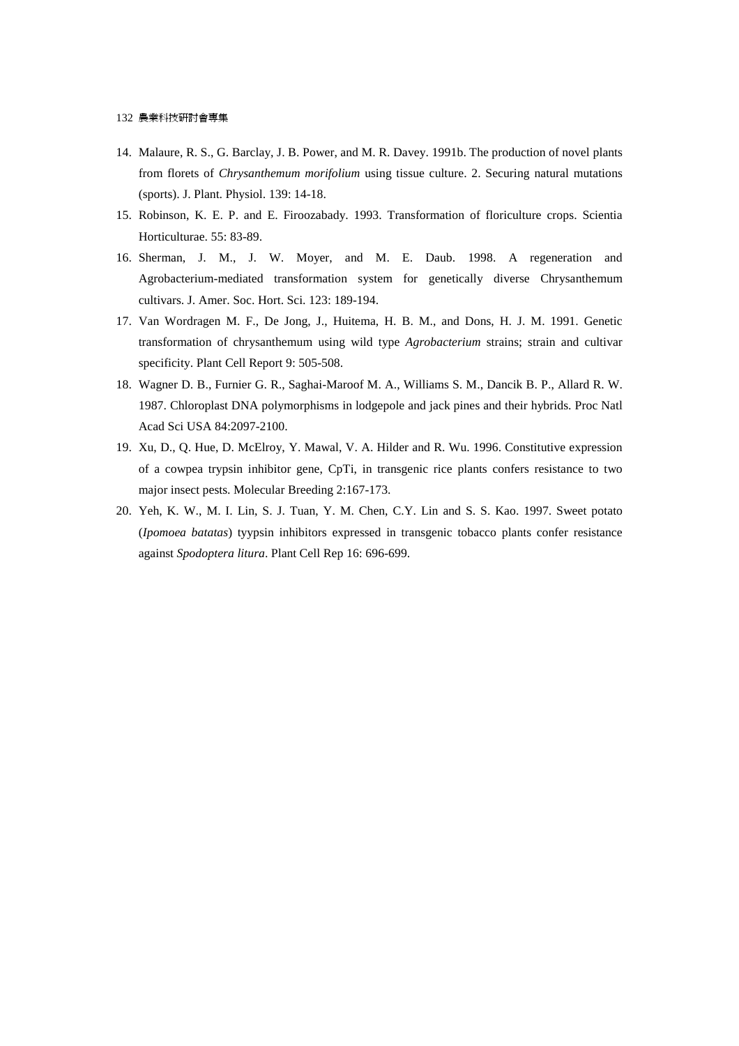14. Malaure, R. S., G. Barclay, J. B. Power, and M. R. Davey. 1991b. The production of novel plants from florets of *Chrysanthemum morifolium* using tissue culture. 2. Securing natural mutations (sports). J. Plant. Physiol. 139: 14-18.
15. Robinson, K. E. P. and E. Firoozabady. 1993. Transformation of floriculture crops. Scientia Horticulturae. 55: 83-89.
16. Sherman, J. M., J. W. Moyer, and M. E. Daub. 1998. A regeneration and Agrobacterium-mediated transformation system for genetically diverse Chrysanthemum cultivars. J. Amer. Soc. Hort. Sci. 123: 189-194.
17. Van Wordragen M. F., De Jong, J., Huitema, H. B. M., and Dons, H. J. M. 1991. Genetic transformation of chrysanthemum using wild type *Agrobacterium* strains; strain and cultivar specificity. Plant Cell Report 9: 505-508.
18. Wagner D. B., Furnier G. R., Saghai-Maroof M. A., Williams S. M., Dancik B. P., Allard R. W. 1987. Chloroplast DNA polymorphisms in lodgepole and jack pines and their hybrids. Proc Natl Acad Sci USA 84:2097-2100.
19. Xu, D., Q. Hue, D. McElroy, Y. Mawal, V. A. Hilder and R. Wu. 1996. Constitutive expression of a cowpea trypsin inhibitor gene, CpTi, in transgenic rice plants confers resistance to two major insect pests. Molecular Breeding 2:167-173.
20. Yeh, K. W., M. I. Lin, S. J. Tuan, Y. M. Chen, C.Y. Lin and S. S. Kao. 1997. Sweet potato (*Ipomoea batatas*) tyypsin inhibitors expressed in transgenic tobacco plants confer resistance against *Spodoptera litura*. Plant Cell Rep 16: 696-699.